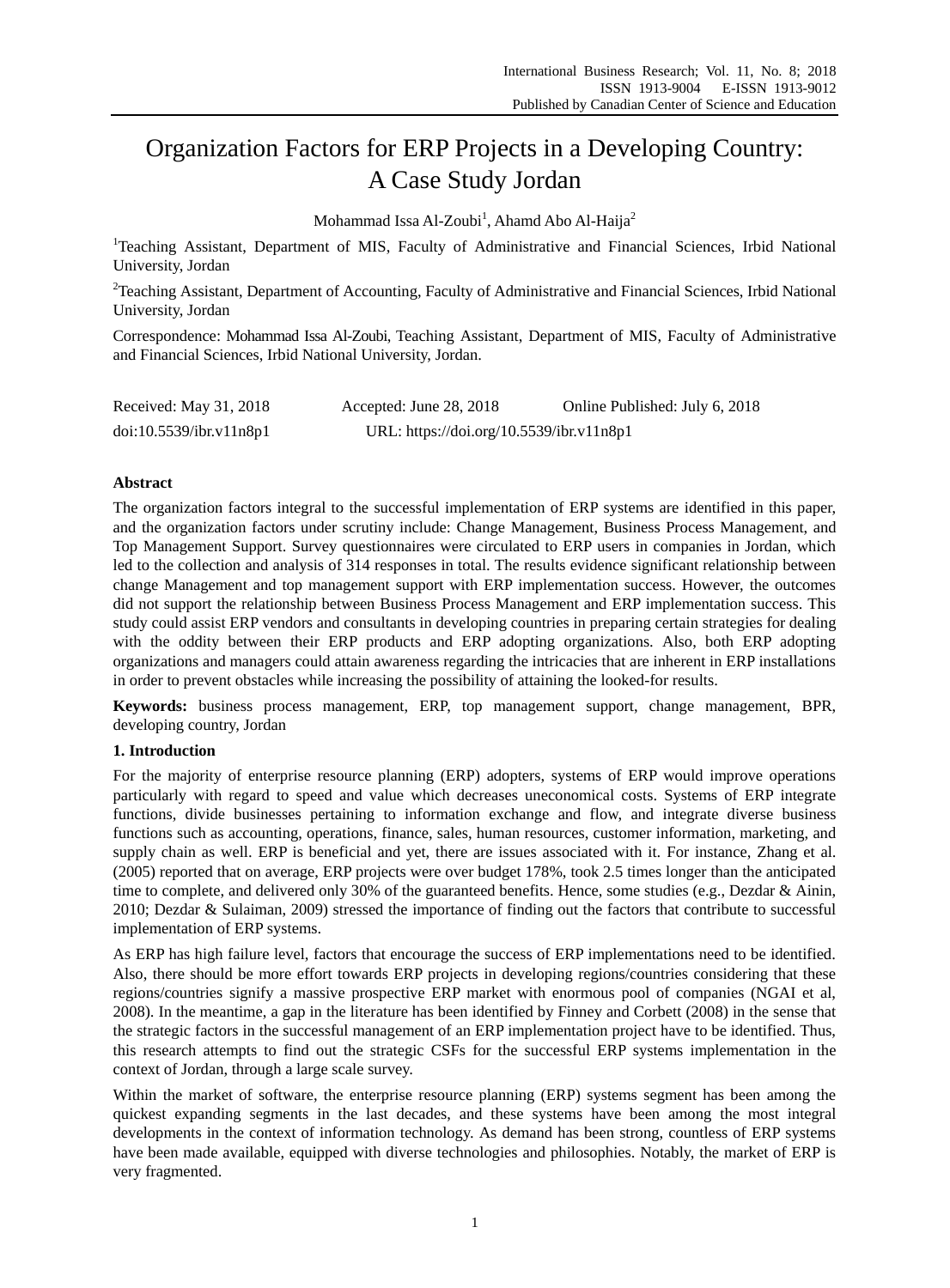# Organization Factors for ERP Projects in a Developing Country: A Case Study Jordan

Mohammad Issa Al-Zoubi[1], Ahamd Abo Al-Haija[2]

[1]Teaching Assistant, Department of MIS, Faculty of Administrative and Financial Sciences, Irbid National University, Jordan

[2]Teaching Assistant, Department of Accounting, Faculty of Administrative and Financial Sciences, Irbid National University, Jordan

Correspondence: Mohammad Issa Al-Zoubi, Teaching Assistant, Department of MIS, Faculty of Administrative and Financial Sciences, Irbid National University, Jordan.

Received: May 31, 2018 Accepted: June 28, 2018 Online Published: July 6, 2018

doi:10.5539/ibr.v11n8p1 URL: https://doi.org/10.5539/ibr.v11n8p1

**Abstract**

The organization factors integral to the successful implementation of ERP systems are identified in this paper, and the organization factors under scrutiny include: Change Management, Business Process Management, and Top Management Support. Survey questionnaires were circulated to ERP users in companies in Jordan, which led to the collection and analysis of 314 responses in total. The results evidence significant relationship between change Management and top management support with ERP implementation success. However, the outcomes did not support the relationship between Business Process Management and ERP implementation success. This study could assist ERP vendors and consultants in developing countries in preparing certain strategies for dealing with the oddity between their ERP products and ERP adopting organizations. Also, both ERP adopting organizations and managers could attain awareness regarding the intricacies that are inherent in ERP installations in order to prevent obstacles while increasing the possibility of attaining the looked-for results.

**Keywords:** business process management, ERP, top management support, change management, BPR, developing country, Jordan

## 1. Introduction

For the majority of enterprise resource planning (ERP) adopters, systems of ERP would improve operations particularly with regard to speed and value which decreases uneconomical costs. Systems of ERP integrate functions, divide businesses pertaining to information exchange and flow, and integrate diverse business functions such as accounting, operations, finance, sales, human resources, customer information, marketing, and supply chain as well. ERP is beneficial and yet, there are issues associated with it. For instance, Zhang et al. (2005) reported that on average, ERP projects were over budget 178%, took 2.5 times longer than the anticipated time to complete, and delivered only 30% of the guaranteed benefits. Hence, some studies (e.g., Dezdar & Ainin, 2010; Dezdar & Sulaiman, 2009) stressed the importance of finding out the factors that contribute to successful implementation of ERP systems.

As ERP has high failure level, factors that encourage the success of ERP implementations need to be identified. Also, there should be more effort towards ERP projects in developing regions/countries considering that these regions/countries signify a massive prospective ERP market with enormous pool of companies (NGAI et al, 2008). In the meantime, a gap in the literature has been identified by Finney and Corbett (2008) in the sense that the strategic factors in the successful management of an ERP implementation project have to be identified. Thus, this research attempts to find out the strategic CSFs for the successful ERP systems implementation in the context of Jordan, through a large scale survey.

Within the market of software, the enterprise resource planning (ERP) systems segment has been among the quickest expanding segments in the last decades, and these systems have been among the most integral developments in the context of information technology. As demand has been strong, countless of ERP systems have been made available, equipped with diverse technologies and philosophies. Notably, the market of ERP is very fragmented.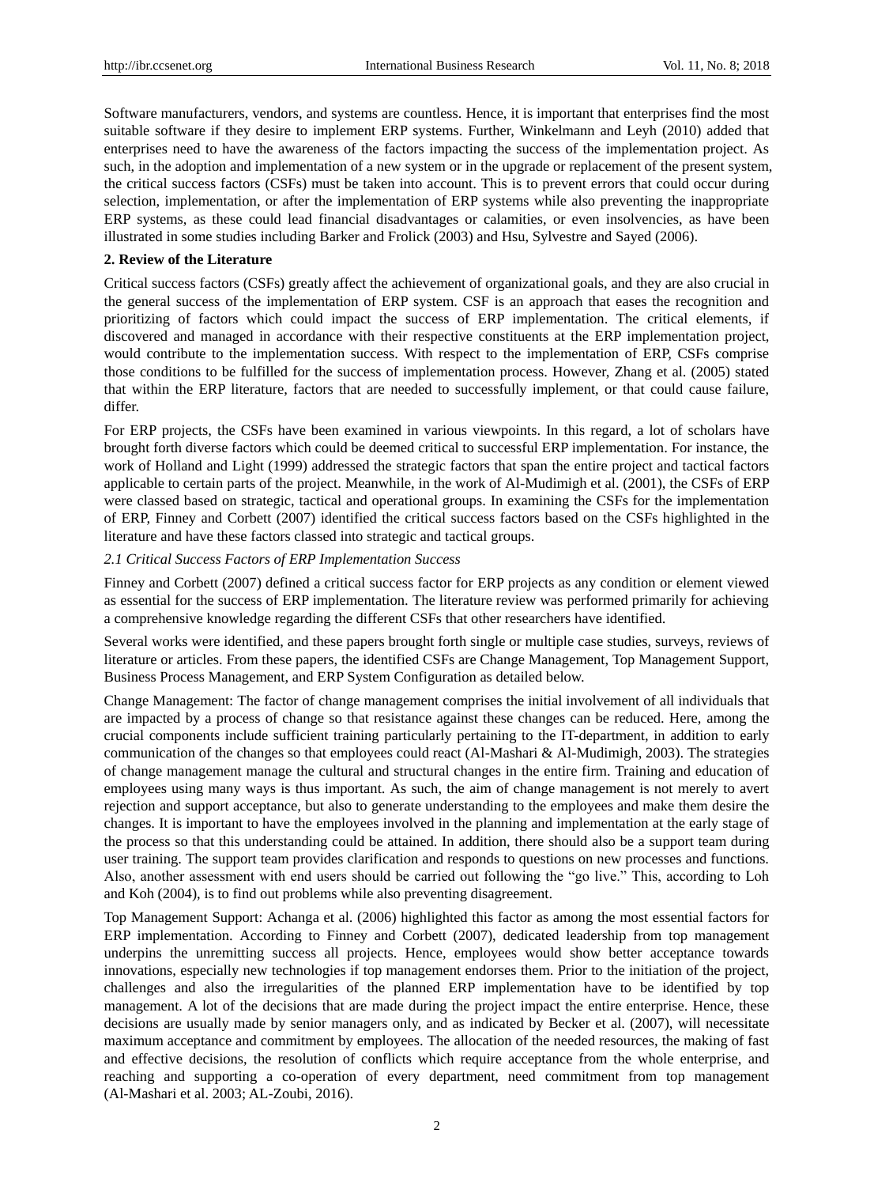Software manufacturers, vendors, and systems are countless. Hence, it is important that enterprises find the most suitable software if they desire to implement ERP systems. Further, Winkelmann and Leyh (2010) added that enterprises need to have the awareness of the factors impacting the success of the implementation project. As such, in the adoption and implementation of a new system or in the upgrade or replacement of the present system, the critical success factors (CSFs) must be taken into account. This is to prevent errors that could occur during selection, implementation, or after the implementation of ERP systems while also preventing the inappropriate ERP systems, as these could lead financial disadvantages or calamities, or even insolvencies, as have been illustrated in some studies including Barker and Frolick (2003) and Hsu, Sylvestre and Sayed (2006).

## 2. Review of the Literature

Critical success factors (CSFs) greatly affect the achievement of organizational goals, and they are also crucial in the general success of the implementation of ERP system. CSF is an approach that eases the recognition and prioritizing of factors which could impact the success of ERP implementation. The critical elements, if discovered and managed in accordance with their respective constituents at the ERP implementation project, would contribute to the implementation success. With respect to the implementation of ERP, CSFs comprise those conditions to be fulfilled for the success of implementation process. However, Zhang et al. (2005) stated that within the ERP literature, factors that are needed to successfully implement, or that could cause failure, differ.

For ERP projects, the CSFs have been examined in various viewpoints. In this regard, a lot of scholars have brought forth diverse factors which could be deemed critical to successful ERP implementation. For instance, the work of Holland and Light (1999) addressed the strategic factors that span the entire project and tactical factors applicable to certain parts of the project. Meanwhile, in the work of Al-Mudimigh et al. (2001), the CSFs of ERP were classed based on strategic, tactical and operational groups. In examining the CSFs for the implementation of ERP, Finney and Corbett (2007) identified the critical success factors based on the CSFs highlighted in the literature and have these factors classed into strategic and tactical groups.

### *2.1 Critical Success Factors of ERP Implementation Success*

Finney and Corbett (2007) defined a critical success factor for ERP projects as any condition or element viewed as essential for the success of ERP implementation. The literature review was performed primarily for achieving a comprehensive knowledge regarding the different CSFs that other researchers have identified.

Several works were identified, and these papers brought forth single or multiple case studies, surveys, reviews of literature or articles. From these papers, the identified CSFs are Change Management, Top Management Support, Business Process Management, and ERP System Configuration as detailed below.

Change Management: The factor of change management comprises the initial involvement of all individuals that are impacted by a process of change so that resistance against these changes can be reduced. Here, among the crucial components include sufficient training particularly pertaining to the IT-department, in addition to early communication of the changes so that employees could react (Al-Mashari & Al-Mudimigh, 2003). The strategies of change management manage the cultural and structural changes in the entire firm. Training and education of employees using many ways is thus important. As such, the aim of change management is not merely to avert rejection and support acceptance, but also to generate understanding to the employees and make them desire the changes. It is important to have the employees involved in the planning and implementation at the early stage of the process so that this understanding could be attained. In addition, there should also be a support team during user training. The support team provides clarification and responds to questions on new processes and functions. Also, another assessment with end users should be carried out following the "go live." This, according to Loh and Koh (2004), is to find out problems while also preventing disagreement.

Top Management Support: Achanga et al. (2006) highlighted this factor as among the most essential factors for ERP implementation. According to Finney and Corbett (2007), dedicated leadership from top management underpins the unremitting success all projects. Hence, employees would show better acceptance towards innovations, especially new technologies if top management endorses them. Prior to the initiation of the project, challenges and also the irregularities of the planned ERP implementation have to be identified by top management. A lot of the decisions that are made during the project impact the entire enterprise. Hence, these decisions are usually made by senior managers only, and as indicated by Becker et al. (2007), will necessitate maximum acceptance and commitment by employees. The allocation of the needed resources, the making of fast and effective decisions, the resolution of conflicts which require acceptance from the whole enterprise, and reaching and supporting a co-operation of every department, need commitment from top management (Al-Mashari et al. 2003; AL-Zoubi, 2016).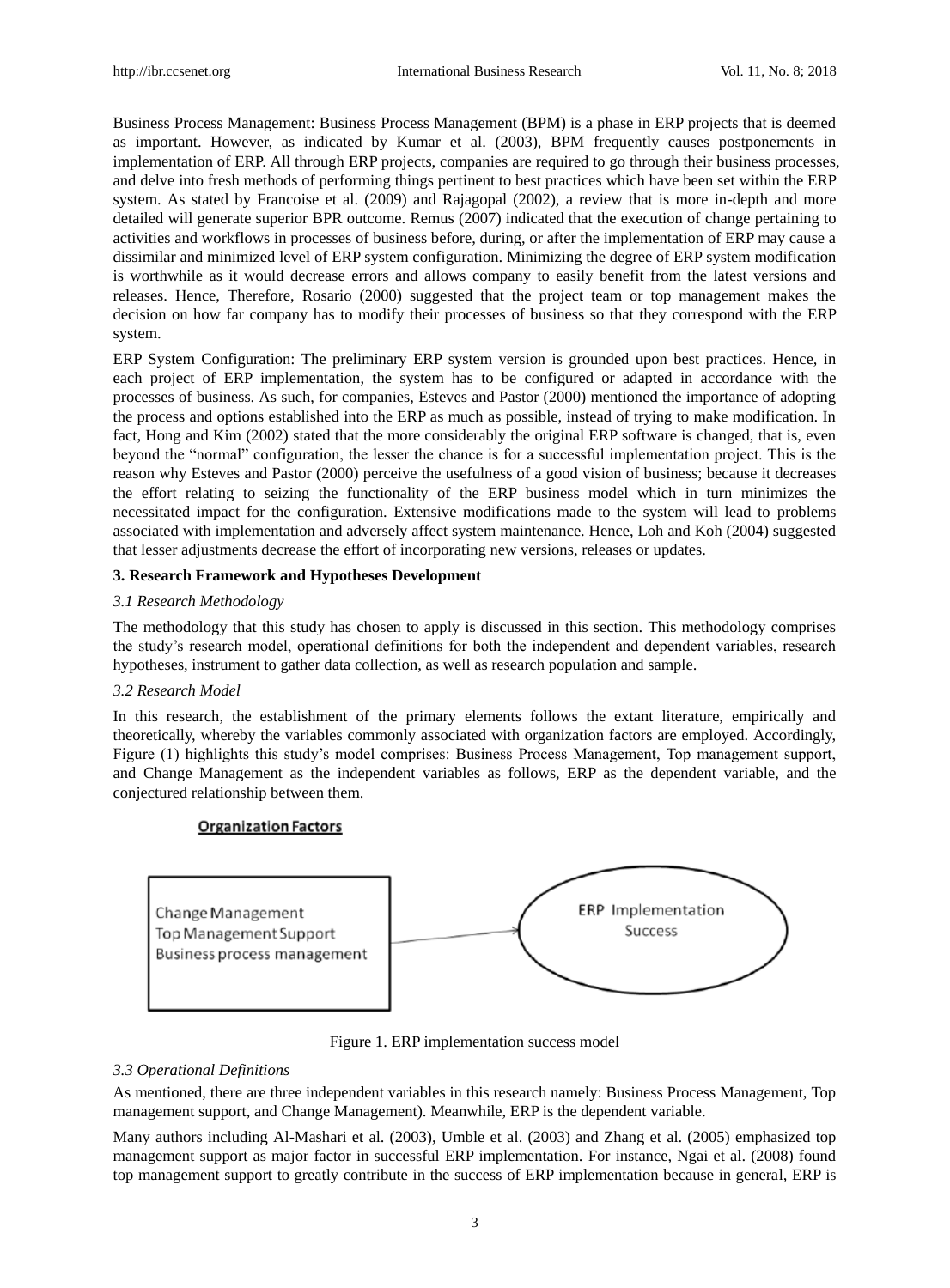Business Process Management: Business Process Management (BPM) is a phase in ERP projects that is deemed as important. However, as indicated by Kumar et al. (2003), BPM frequently causes postponements in implementation of ERP. All through ERP projects, companies are required to go through their business processes, and delve into fresh methods of performing things pertinent to best practices which have been set within the ERP system. As stated by Francoise et al. (2009) and Rajagopal (2002), a review that is more in-depth and more detailed will generate superior BPR outcome. Remus (2007) indicated that the execution of change pertaining to activities and workflows in processes of business before, during, or after the implementation of ERP may cause a dissimilar and minimized level of ERP system configuration. Minimizing the degree of ERP system modification is worthwhile as it would decrease errors and allows company to easily benefit from the latest versions and releases. Hence, Therefore, Rosario (2000) suggested that the project team or top management makes the decision on how far company has to modify their processes of business so that they correspond with the ERP system.

ERP System Configuration: The preliminary ERP system version is grounded upon best practices. Hence, in each project of ERP implementation, the system has to be configured or adapted in accordance with the processes of business. As such, for companies, Esteves and Pastor (2000) mentioned the importance of adopting the process and options established into the ERP as much as possible, instead of trying to make modification. In fact, Hong and Kim (2002) stated that the more considerably the original ERP software is changed, that is, even beyond the "normal" configuration, the lesser the chance is for a successful implementation project. This is the reason why Esteves and Pastor (2000) perceive the usefulness of a good vision of business; because it decreases the effort relating to seizing the functionality of the ERP business model which in turn minimizes the necessitated impact for the configuration. Extensive modifications made to the system will lead to problems associated with implementation and adversely affect system maintenance. Hence, Loh and Koh (2004) suggested that lesser adjustments decrease the effort of incorporating new versions, releases or updates.

## 3. Research Framework and Hypotheses Development

### *3.1 Research Methodology*

The methodology that this study has chosen to apply is discussed in this section. This methodology comprises the study's research model, operational definitions for both the independent and dependent variables, research hypotheses, instrument to gather data collection, as well as research population and sample.

### *3.2 Research Model*

In this research, the establishment of the primary elements follows the extant literature, empirically and theoretically, whereby the variables commonly associated with organization factors are employed. Accordingly, Figure (1) highlights this study's model comprises: Business Process Management, Top management support, and Change Management as the independent variables as follows, ERP as the dependent variable, and the conjectured relationship between them.

**Organization Factors**

Change Management
Top Management Support
Business process management

→ ERP Implementation Success

Figure 1. ERP implementation success model

### *3.3 Operational Definitions*

As mentioned, there are three independent variables in this research namely: Business Process Management, Top management support, and Change Management). Meanwhile, ERP is the dependent variable.

Many authors including Al-Mashari et al. (2003), Umble et al. (2003) and Zhang et al. (2005) emphasized top management support as major factor in successful ERP implementation. For instance, Ngai et al. (2008) found top management support to greatly contribute in the success of ERP implementation because in general, ERP is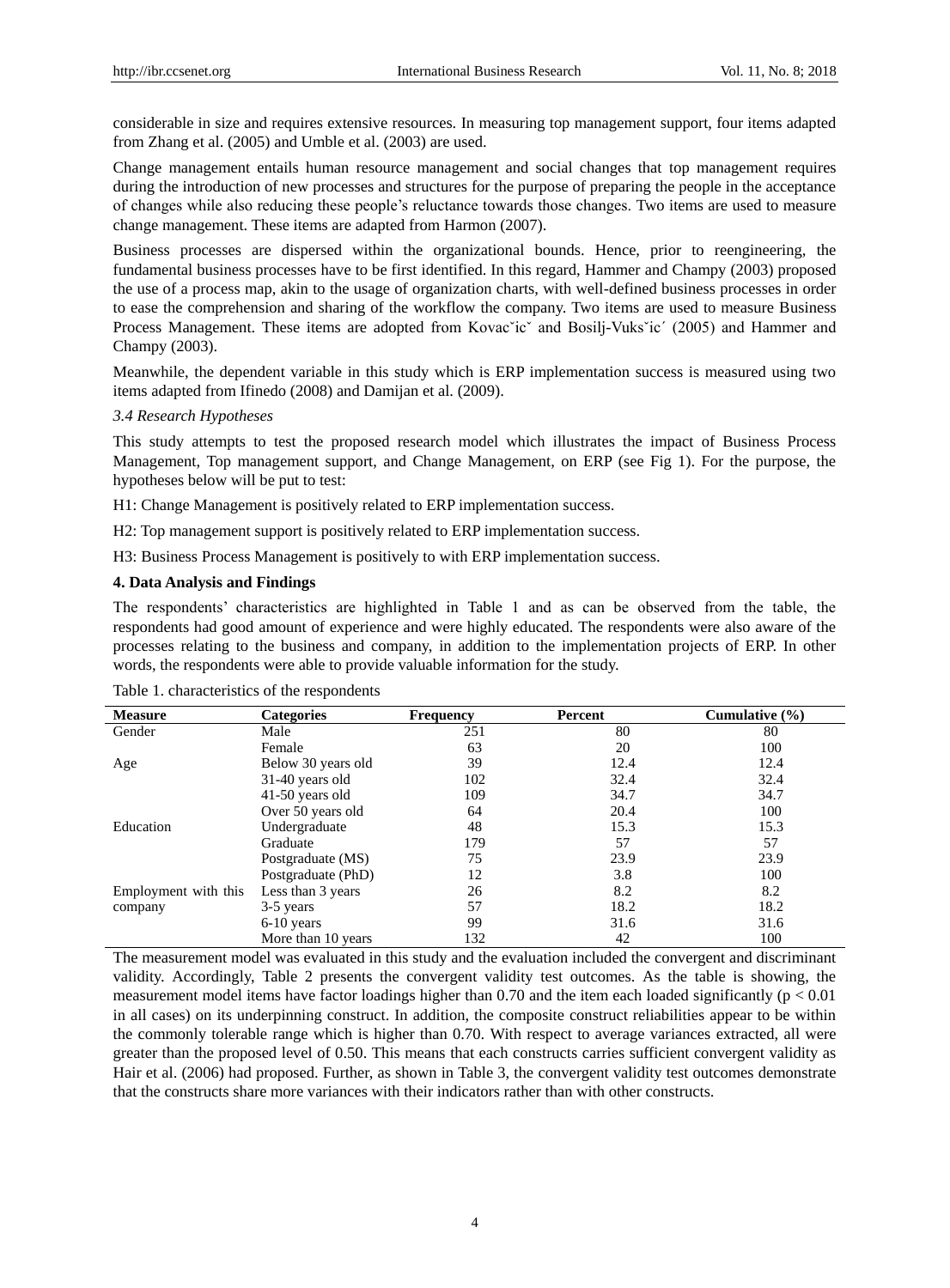considerable in size and requires extensive resources. In measuring top management support, four items adapted from Zhang et al. (2005) and Umble et al. (2003) are used.

Change management entails human resource management and social changes that top management requires during the introduction of new processes and structures for the purpose of preparing the people in the acceptance of changes while also reducing these people's reluctance towards those changes. Two items are used to measure change management. These items are adapted from Harmon (2007).

Business processes are dispersed within the organizational bounds. Hence, prior to reengineering, the fundamental business processes have to be first identified. In this regard, Hammer and Champy (2003) proposed the use of a process map, akin to the usage of organization charts, with well-defined business processes in order to ease the comprehension and sharing of the workflow the company. Two items are used to measure Business Process Management. These items are adopted from Kovacˇicˇ and Bosilj-Vuksˇic´ (2005) and Hammer and Champy (2003).

Meanwhile, the dependent variable in this study which is ERP implementation success is measured using two items adapted from Ifinedo (2008) and Damijan et al. (2009).

### *3.4 Research Hypotheses*

This study attempts to test the proposed research model which illustrates the impact of Business Process Management, Top management support, and Change Management, on ERP (see Fig 1). For the purpose, the hypotheses below will be put to test:

H1: Change Management is positively related to ERP implementation success.

H2: Top management support is positively related to ERP implementation success.

H3: Business Process Management is positively to with ERP implementation success.

## 4. Data Analysis and Findings

The respondents' characteristics are highlighted in Table 1 and as can be observed from the table, the respondents had good amount of experience and were highly educated. The respondents were also aware of the processes relating to the business and company, in addition to the implementation projects of ERP. In other words, the respondents were able to provide valuable information for the study.

Table 1. characteristics of the respondents

| Measure | Categories | Frequency | Percent | Cumulative (%) |
|---|---|---|---|---|
| Gender | Male | 251 | 80 | 80 |
| | Female | 63 | 20 | 100 |
| Age | Below 30 years old | 39 | 12.4 | 12.4 |
| | 31-40 years old | 102 | 32.4 | 32.4 |
| | 41-50 years old | 109 | 34.7 | 34.7 |
| | Over 50 years old | 64 | 20.4 | 100 |
| Education | Undergraduate | 48 | 15.3 | 15.3 |
| | Graduate | 179 | 57 | 57 |
| | Postgraduate (MS) | 75 | 23.9 | 23.9 |
| | Postgraduate (PhD) | 12 | 3.8 | 100 |
| Employment with this company | Less than 3 years | 26 | 8.2 | 8.2 |
| | 3-5 years | 57 | 18.2 | 18.2 |
| | 6-10 years | 99 | 31.6 | 31.6 |
| | More than 10 years | 132 | 42 | 100 |

The measurement model was evaluated in this study and the evaluation included the convergent and discriminant validity. Accordingly, Table 2 presents the convergent validity test outcomes. As the table is showing, the measurement model items have factor loadings higher than 0.70 and the item each loaded significantly ($p < 0.01$ in all cases) on its underpinning construct. In addition, the composite construct reliabilities appear to be within the commonly tolerable range which is higher than 0.70. With respect to average variances extracted, all were greater than the proposed level of 0.50. This means that each constructs carries sufficient convergent validity as Hair et al. (2006) had proposed. Further, as shown in Table 3, the convergent validity test outcomes demonstrate that the constructs share more variances with their indicators rather than with other constructs.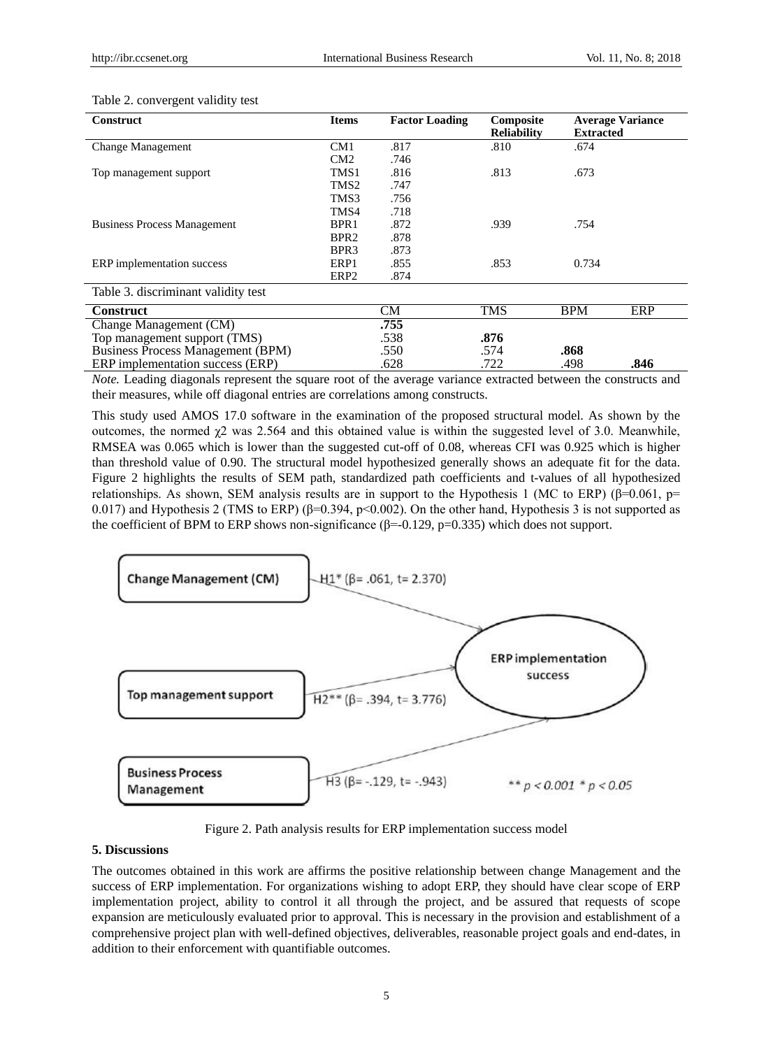Table 2. convergent validity test

| Construct | Items | Factor Loading | Composite Reliability | Average Variance Extracted |
|---|---|---|---|---|
| Change Management | CM1 | .817 | .810 | .674 |
| | CM2 | .746 | | |
| Top management support | TMS1 | .816 | .813 | .673 |
| | TMS2 | .747 | | |
| | TMS3 | .756 | | |
| | TMS4 | .718 | | |
| Business Process Management | BPR1 | .872 | .939 | .754 |
| | BPR2 | .878 | | |
| | BPR3 | .873 | | |
| ERP implementation success | ERP1 | .855 | .853 | 0.734 |
| | ERP2 | .874 | | |

Table 3. discriminant validity test

| Construct | CM | TMS | BPM | ERP |
|---|---|---|---|---|
| Change Management (CM) | **.755** | | | |
| Top management support (TMS) | .538 | **.876** | | |
| Business Process Management (BPM) | .550 | .574 | **.868** | |
| ERP implementation success (ERP) | .628 | .722 | .498 | **.846** |

*Note.* Leading diagonals represent the square root of the average variance extracted between the constructs and their measures, while off diagonal entries are correlations among constructs.

This study used AMOS 17.0 software in the examination of the proposed structural model. As shown by the outcomes, the normed $\chi 2$ was 2.564 and this obtained value is within the suggested level of 3.0. Meanwhile, RMSEA was 0.065 which is lower than the suggested cut-off of 0.08, whereas CFI was 0.925 which is higher than threshold value of 0.90. The structural model hypothesized generally shows an adequate fit for the data. Figure 2 highlights the results of SEM path, standardized path coefficients and t-values of all hypothesized relationships. As shown, SEM analysis results are in support to the Hypothesis 1 (MC to ERP) ($\beta$=0.061, p= 0.017) and Hypothesis 2 (TMS to ERP) ($\beta$=0.394, p<0.002). On the other hand, Hypothesis 3 is not supported as the coefficient of BPM to ERP shows non-significance ($\beta$=-0.129, p=0.335) which does not support.

Change Management (CM) — H1* ($\beta$= .061, t= 2.370) → ERP implementation success

Top management support — H2** ($\beta$= .394, t= 3.776) → ERP implementation success

Business Process Management — H3 ($\beta$= -.129, t= -.943) → ERP implementation success

** $p < 0.001$ * $p < 0.05$

Figure 2. Path analysis results for ERP implementation success model

### 5. Discussions

The outcomes obtained in this work are affirms the positive relationship between change Management and the success of ERP implementation. For organizations wishing to adopt ERP, they should have clear scope of ERP implementation project, ability to control it all through the project, and be assured that requests of scope expansion are meticulously evaluated prior to approval. This is necessary in the provision and establishment of a comprehensive project plan with well-defined objectives, deliverables, reasonable project goals and end-dates, in addition to their enforcement with quantifiable outcomes.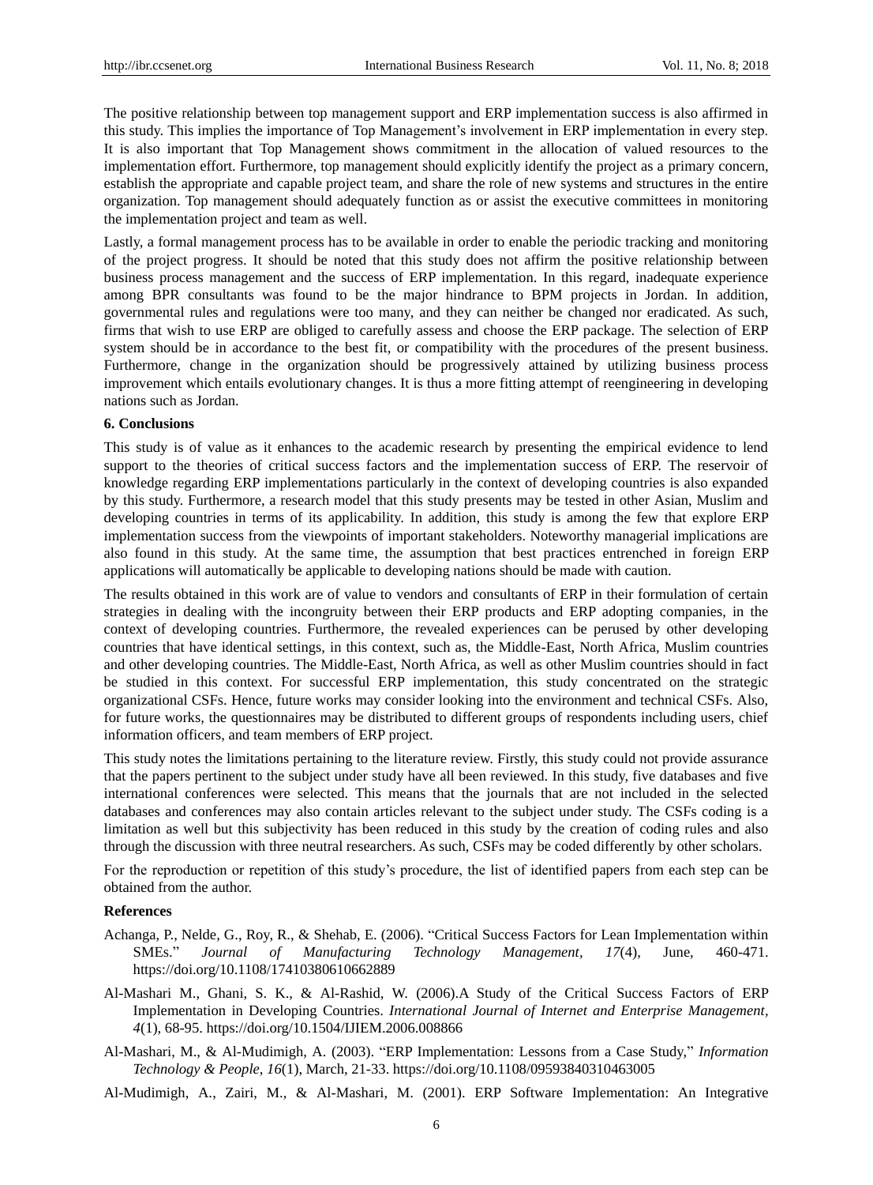The positive relationship between top management support and ERP implementation success is also affirmed in this study. This implies the importance of Top Management's involvement in ERP implementation in every step. It is also important that Top Management shows commitment in the allocation of valued resources to the implementation effort. Furthermore, top management should explicitly identify the project as a primary concern, establish the appropriate and capable project team, and share the role of new systems and structures in the entire organization. Top management should adequately function as or assist the executive committees in monitoring the implementation project and team as well.

Lastly, a formal management process has to be available in order to enable the periodic tracking and monitoring of the project progress. It should be noted that this study does not affirm the positive relationship between business process management and the success of ERP implementation. In this regard, inadequate experience among BPR consultants was found to be the major hindrance to BPM projects in Jordan. In addition, governmental rules and regulations were too many, and they can neither be changed nor eradicated. As such, firms that wish to use ERP are obliged to carefully assess and choose the ERP package. The selection of ERP system should be in accordance to the best fit, or compatibility with the procedures of the present business. Furthermore, change in the organization should be progressively attained by utilizing business process improvement which entails evolutionary changes. It is thus a more fitting attempt of reengineering in developing nations such as Jordan.

## 6. Conclusions

This study is of value as it enhances to the academic research by presenting the empirical evidence to lend support to the theories of critical success factors and the implementation success of ERP. The reservoir of knowledge regarding ERP implementations particularly in the context of developing countries is also expanded by this study. Furthermore, a research model that this study presents may be tested in other Asian, Muslim and developing countries in terms of its applicability. In addition, this study is among the few that explore ERP implementation success from the viewpoints of important stakeholders. Noteworthy managerial implications are also found in this study. At the same time, the assumption that best practices entrenched in foreign ERP applications will automatically be applicable to developing nations should be made with caution.

The results obtained in this work are of value to vendors and consultants of ERP in their formulation of certain strategies in dealing with the incongruity between their ERP products and ERP adopting companies, in the context of developing countries. Furthermore, the revealed experiences can be perused by other developing countries that have identical settings, in this context, such as, the Middle-East, North Africa, Muslim countries and other developing countries. The Middle-East, North Africa, as well as other Muslim countries should in fact be studied in this context. For successful ERP implementation, this study concentrated on the strategic organizational CSFs. Hence, future works may consider looking into the environment and technical CSFs. Also, for future works, the questionnaires may be distributed to different groups of respondents including users, chief information officers, and team members of ERP project.

This study notes the limitations pertaining to the literature review. Firstly, this study could not provide assurance that the papers pertinent to the subject under study have all been reviewed. In this study, five databases and five international conferences were selected. This means that the journals that are not included in the selected databases and conferences may also contain articles relevant to the subject under study. The CSFs coding is a limitation as well but this subjectivity has been reduced in this study by the creation of coding rules and also through the discussion with three neutral researchers. As such, CSFs may be coded differently by other scholars.

For the reproduction or repetition of this study's procedure, the list of identified papers from each step can be obtained from the author.

## References

Achanga, P., Nelde, G., Roy, R., & Shehab, E. (2006). "Critical Success Factors for Lean Implementation within SMEs." *Journal of Manufacturing Technology Management*, *17*(4), June, 460-471. https://doi.org/10.1108/17410380610662889

Al-Mashari M., Ghani, S. K., & Al-Rashid, W. (2006).A Study of the Critical Success Factors of ERP Implementation in Developing Countries. *International Journal of Internet and Enterprise Management*, *4*(1), 68-95. https://doi.org/10.1504/IJIEM.2006.008866

Al-Mashari, M., & Al-Mudimigh, A. (2003). "ERP Implementation: Lessons from a Case Study," *Information Technology & People*, *16*(1), March, 21-33. https://doi.org/10.1108/09593840310463005

Al-Mudimigh, A., Zairi, M., & Al-Mashari, M. (2001). ERP Software Implementation: An Integrative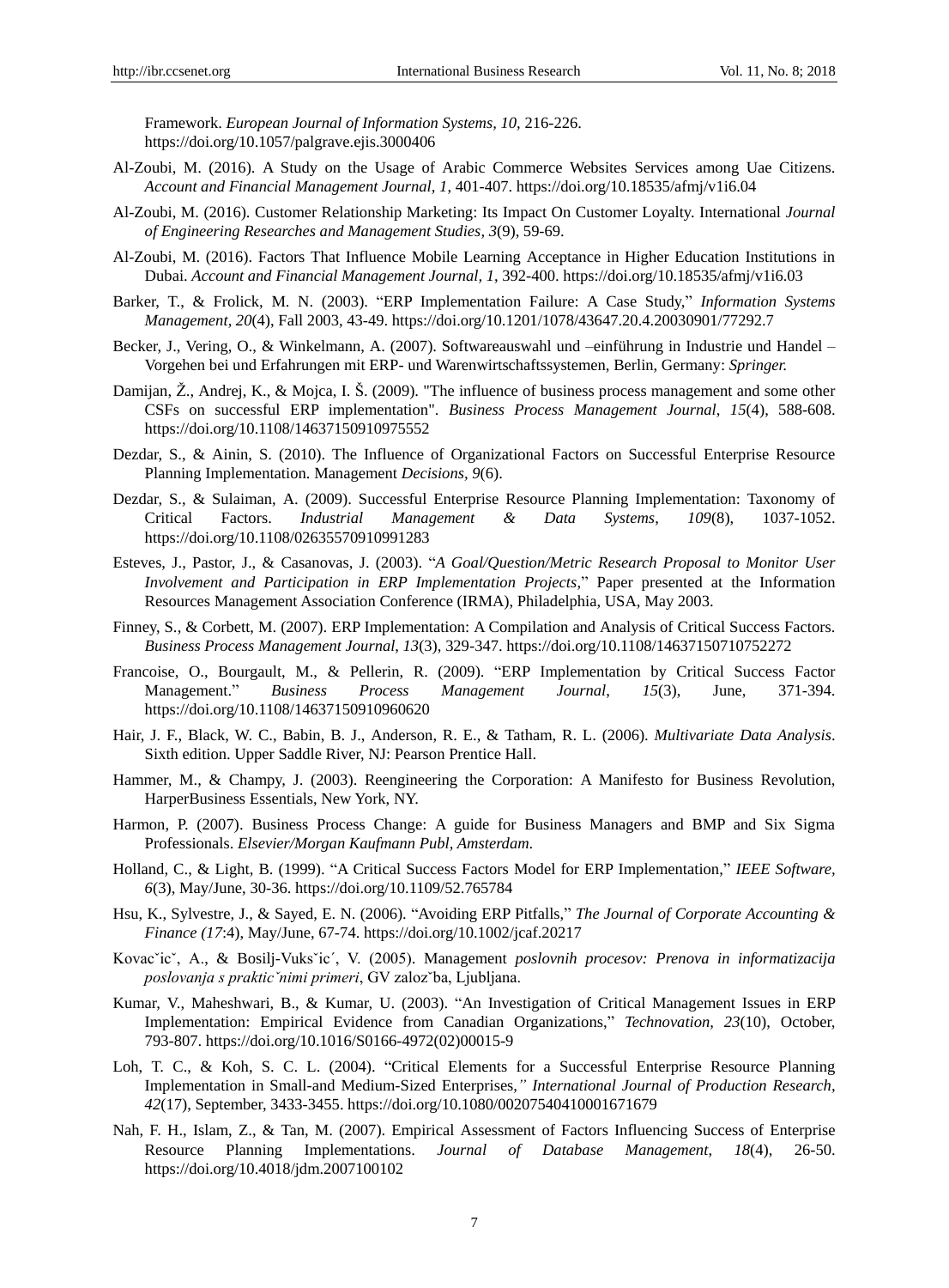Framework. *European Journal of Information Systems, 10*, 216-226. https://doi.org/10.1057/palgrave.ejis.3000406

Al-Zoubi, M. (2016). A Study on the Usage of Arabic Commerce Websites Services among Uae Citizens. *Account and Financial Management Journal, 1*, 401-407. https://doi.org/10.18535/afmj/v1i6.04

Al-Zoubi, M. (2016). Customer Relationship Marketing: Its Impact On Customer Loyalty. International *Journal of Engineering Researches and Management Studies, 3*(9), 59-69.

Al-Zoubi, M. (2016). Factors That Influence Mobile Learning Acceptance in Higher Education Institutions in Dubai. *Account and Financial Management Journal, 1*, 392-400. https://doi.org/10.18535/afmj/v1i6.03

Barker, T., & Frolick, M. N. (2003). "ERP Implementation Failure: A Case Study," *Information Systems Management, 20*(4), Fall 2003, 43-49. https://doi.org/10.1201/1078/43647.20.4.20030901/77292.7

Becker, J., Vering, O., & Winkelmann, A. (2007). Softwareauswahl und –einführung in Industrie und Handel – Vorgehen bei und Erfahrungen mit ERP- und Warenwirtschaftssystemen, Berlin, Germany: *Springer.*

Damijan, Ž., Andrej, K., & Mojca, I. Š. (2009). "The influence of business process management and some other CSFs on successful ERP implementation". *Business Process Management Journal*, *15*(4), 588-608. https://doi.org/10.1108/14637150910975552

Dezdar, S., & Ainin, S. (2010). The Influence of Organizational Factors on Successful Enterprise Resource Planning Implementation. Management *Decisions, 9*(6).

Dezdar, S., & Sulaiman, A. (2009). Successful Enterprise Resource Planning Implementation: Taxonomy of Critical Factors. *Industrial Management & Data Systems*, *109*(8), 1037-1052. https://doi.org/10.1108/02635570910991283

Esteves, J., Pastor, J., & Casanovas, J. (2003). "*A Goal/Question/Metric Research Proposal to Monitor User Involvement and Participation in ERP Implementation Projects*," Paper presented at the Information Resources Management Association Conference (IRMA), Philadelphia, USA, May 2003.

Finney, S., & Corbett, M. (2007). ERP Implementation: A Compilation and Analysis of Critical Success Factors. *Business Process Management Journal, 13*(3), 329-347. https://doi.org/10.1108/14637150710752272

Francoise, O., Bourgault, M., & Pellerin, R. (2009). "ERP Implementation by Critical Success Factor Management." *Business Process Management Journal*, *15*(3), June, 371-394. https://doi.org/10.1108/14637150910960620

Hair, J. F., Black, W. C., Babin, B. J., Anderson, R. E., & Tatham, R. L. (2006). *Multivariate Data Analysis*. Sixth edition. Upper Saddle River, NJ: Pearson Prentice Hall.

Hammer, M., & Champy, J. (2003). Reengineering the Corporation: A Manifesto for Business Revolution, HarperBusiness Essentials, New York, NY.

Harmon, P. (2007). Business Process Change: A guide for Business Managers and BMP and Six Sigma Professionals. *Elsevier/Morgan Kaufmann Publ, Amsterdam.*

Holland, C., & Light, B. (1999). "A Critical Success Factors Model for ERP Implementation," *IEEE Software, 6*(3), May/June, 30-36. https://doi.org/10.1109/52.765784

Hsu, K., Sylvestre, J., & Sayed, E. N. (2006). "Avoiding ERP Pitfalls," *The Journal of Corporate Accounting & Finance (17*:4), May/June, 67-74. https://doi.org/10.1002/jcaf.20217

Kovačič, A., & Bosilj-Vukšić, V. (2005). Management *poslovnih procesov: Prenova in informatizacija poslovanja s praktičnimi primeri*, GV založba, Ljubljana.

Kumar, V., Maheshwari, B., & Kumar, U. (2003). "An Investigation of Critical Management Issues in ERP Implementation: Empirical Evidence from Canadian Organizations," *Technovation*, *23*(10), October, 793-807. https://doi.org/10.1016/S0166-4972(02)00015-9

Loh, T. C., & Koh, S. C. L. (2004). "Critical Elements for a Successful Enterprise Resource Planning Implementation in Small-and Medium-Sized Enterprises,*" International Journal of Production Research*, *42*(17), September, 3433-3455. https://doi.org/10.1080/00207540410001671679

Nah, F. H., Islam, Z., & Tan, M. (2007). Empirical Assessment of Factors Influencing Success of Enterprise Resource Planning Implementations. *Journal of Database Management*, *18*(4), 26-50. https://doi.org/10.4018/jdm.2007100102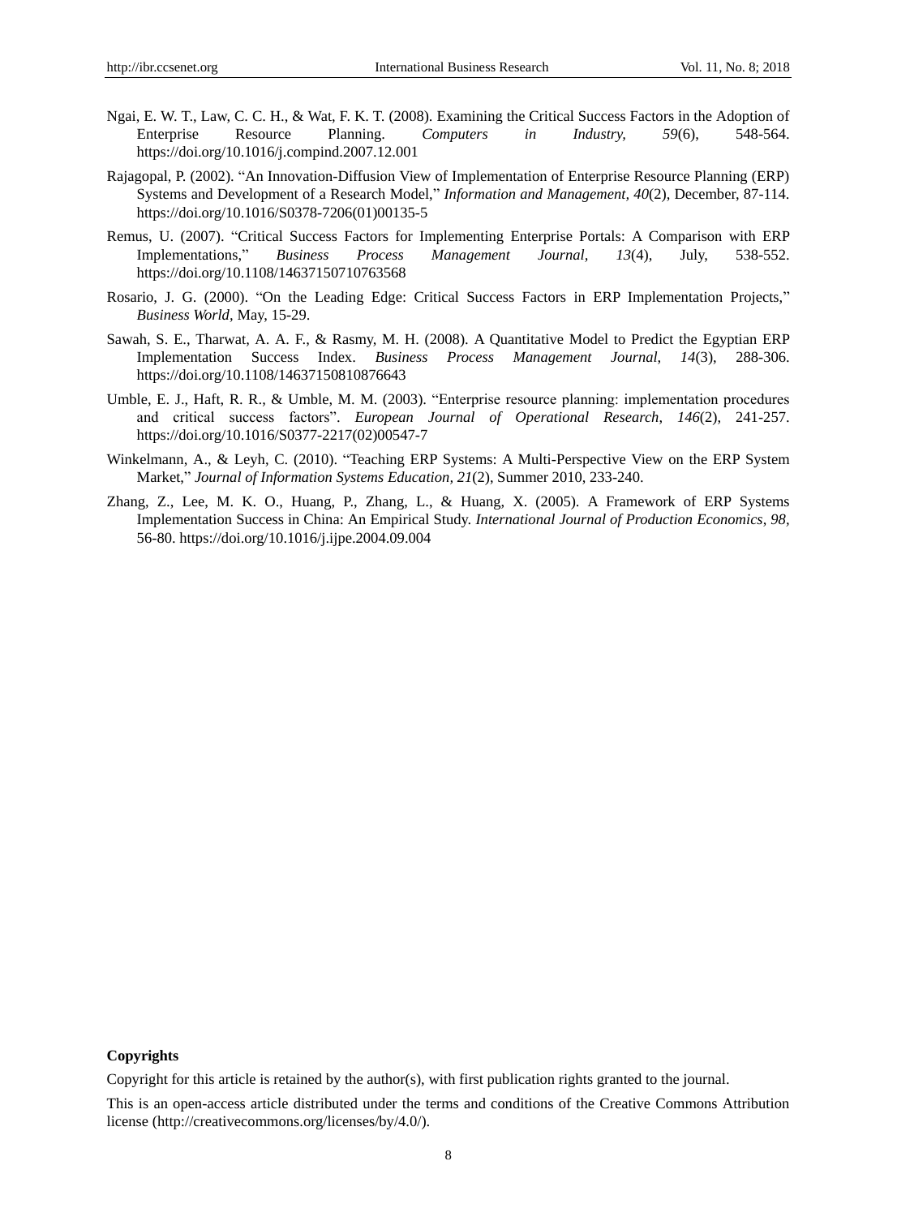Ngai, E. W. T., Law, C. C. H., & Wat, F. K. T. (2008). Examining the Critical Success Factors in the Adoption of Enterprise Resource Planning. *Computers in Industry, 59*(6), 548-564. https://doi.org/10.1016/j.compind.2007.12.001

Rajagopal, P. (2002). "An Innovation-Diffusion View of Implementation of Enterprise Resource Planning (ERP) Systems and Development of a Research Model," *Information and Management, 40*(2), December, 87-114. https://doi.org/10.1016/S0378-7206(01)00135-5

Remus, U. (2007). "Critical Success Factors for Implementing Enterprise Portals: A Comparison with ERP Implementations," *Business Process Management Journal, 13*(4), July, 538-552. https://doi.org/10.1108/14637150710763568

Rosario, J. G. (2000). "On the Leading Edge: Critical Success Factors in ERP Implementation Projects," *Business World*, May, 15-29.

Sawah, S. E., Tharwat, A. A. F., & Rasmy, M. H. (2008). A Quantitative Model to Predict the Egyptian ERP Implementation Success Index. *Business Process Management Journal, 14*(3), 288-306. https://doi.org/10.1108/14637150810876643

Umble, E. J., Haft, R. R., & Umble, M. M. (2003). "Enterprise resource planning: implementation procedures and critical success factors". *European Journal of Operational Research, 146*(2), 241-257. https://doi.org/10.1016/S0377-2217(02)00547-7

Winkelmann, A., & Leyh, C. (2010). "Teaching ERP Systems: A Multi-Perspective View on the ERP System Market," *Journal of Information Systems Education, 21*(2), Summer 2010, 233-240.

Zhang, Z., Lee, M. K. O., Huang, P., Zhang, L., & Huang, X. (2005). A Framework of ERP Systems Implementation Success in China: An Empirical Study. *International Journal of Production Economics, 98*, 56-80. https://doi.org/10.1016/j.ijpe.2004.09.004

**Copyrights**

Copyright for this article is retained by the author(s), with first publication rights granted to the journal.

This is an open-access article distributed under the terms and conditions of the Creative Commons Attribution license (http://creativecommons.org/licenses/by/4.0/).